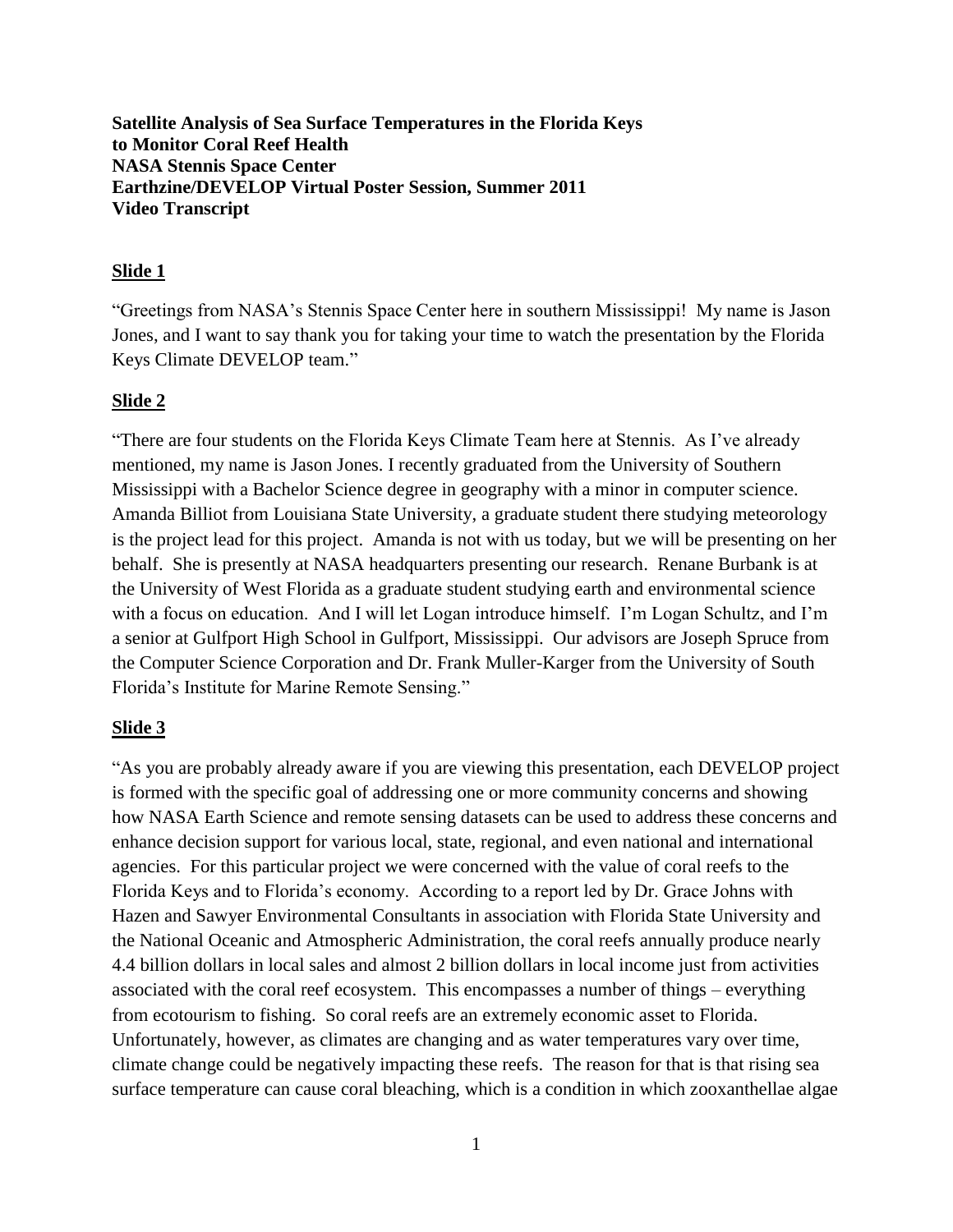**Satellite Analysis of Sea Surface Temperatures in the Florida Keys to Monitor Coral Reef Health**
**NASA Stennis Space Center**
**Earthzine/DEVELOP Virtual Poster Session, Summer 2011**
**Video Transcript**

## Slide 1

"Greetings from NASA's Stennis Space Center here in southern Mississippi! My name is Jason Jones, and I want to say thank you for taking your time to watch the presentation by the Florida Keys Climate DEVELOP team."

## Slide 2

"There are four students on the Florida Keys Climate Team here at Stennis. As I've already mentioned, my name is Jason Jones. I recently graduated from the University of Southern Mississippi with a Bachelor Science degree in geography with a minor in computer science. Amanda Billiot from Louisiana State University, a graduate student there studying meteorology is the project lead for this project. Amanda is not with us today, but we will be presenting on her behalf. She is presently at NASA headquarters presenting our research. Renane Burbank is at the University of West Florida as a graduate student studying earth and environmental science with a focus on education. And I will let Logan introduce himself. I'm Logan Schultz, and I'm a senior at Gulfport High School in Gulfport, Mississippi. Our advisors are Joseph Spruce from the Computer Science Corporation and Dr. Frank Muller-Karger from the University of South Florida's Institute for Marine Remote Sensing."

## Slide 3

"As you are probably already aware if you are viewing this presentation, each DEVELOP project is formed with the specific goal of addressing one or more community concerns and showing how NASA Earth Science and remote sensing datasets can be used to address these concerns and enhance decision support for various local, state, regional, and even national and international agencies. For this particular project we were concerned with the value of coral reefs to the Florida Keys and to Florida's economy. According to a report led by Dr. Grace Johns with Hazen and Sawyer Environmental Consultants in association with Florida State University and the National Oceanic and Atmospheric Administration, the coral reefs annually produce nearly 4.4 billion dollars in local sales and almost 2 billion dollars in local income just from activities associated with the coral reef ecosystem. This encompasses a number of things – everything from ecotourism to fishing. So coral reefs are an extremely economic asset to Florida. Unfortunately, however, as climates are changing and as water temperatures vary over time, climate change could be negatively impacting these reefs. The reason for that is that rising sea surface temperature can cause coral bleaching, which is a condition in which zooxanthellae algae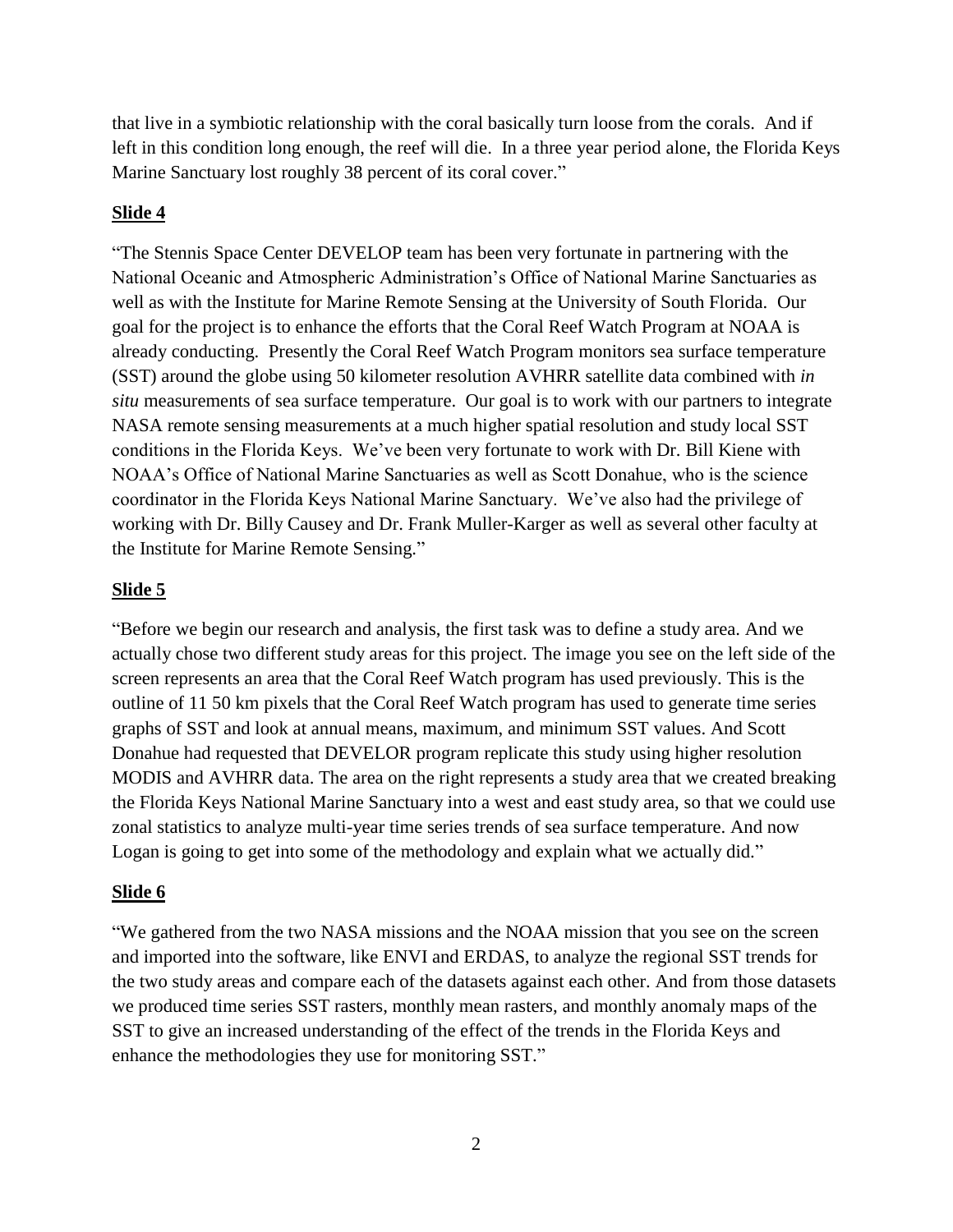that live in a symbiotic relationship with the coral basically turn loose from the corals. And if left in this condition long enough, the reef will die. In a three year period alone, the Florida Keys Marine Sanctuary lost roughly 38 percent of its coral cover."

**Slide 4**

"The Stennis Space Center DEVELOP team has been very fortunate in partnering with the National Oceanic and Atmospheric Administration's Office of National Marine Sanctuaries as well as with the Institute for Marine Remote Sensing at the University of South Florida. Our goal for the project is to enhance the efforts that the Coral Reef Watch Program at NOAA is already conducting. Presently the Coral Reef Watch Program monitors sea surface temperature (SST) around the globe using 50 kilometer resolution AVHRR satellite data combined with *in situ* measurements of sea surface temperature. Our goal is to work with our partners to integrate NASA remote sensing measurements at a much higher spatial resolution and study local SST conditions in the Florida Keys. We've been very fortunate to work with Dr. Bill Kiene with NOAA's Office of National Marine Sanctuaries as well as Scott Donahue, who is the science coordinator in the Florida Keys National Marine Sanctuary. We've also had the privilege of working with Dr. Billy Causey and Dr. Frank Muller-Karger as well as several other faculty at the Institute for Marine Remote Sensing."

**Slide 5**

"Before we begin our research and analysis, the first task was to define a study area. And we actually chose two different study areas for this project. The image you see on the left side of the screen represents an area that the Coral Reef Watch program has used previously. This is the outline of 11 50 km pixels that the Coral Reef Watch program has used to generate time series graphs of SST and look at annual means, maximum, and minimum SST values. And Scott Donahue had requested that DEVELOR program replicate this study using higher resolution MODIS and AVHRR data. The area on the right represents a study area that we created breaking the Florida Keys National Marine Sanctuary into a west and east study area, so that we could use zonal statistics to analyze multi-year time series trends of sea surface temperature. And now Logan is going to get into some of the methodology and explain what we actually did."

**Slide 6**

"We gathered from the two NASA missions and the NOAA mission that you see on the screen and imported into the software, like ENVI and ERDAS, to analyze the regional SST trends for the two study areas and compare each of the datasets against each other. And from those datasets we produced time series SST rasters, monthly mean rasters, and monthly anomaly maps of the SST to give an increased understanding of the effect of the trends in the Florida Keys and enhance the methodologies they use for monitoring SST."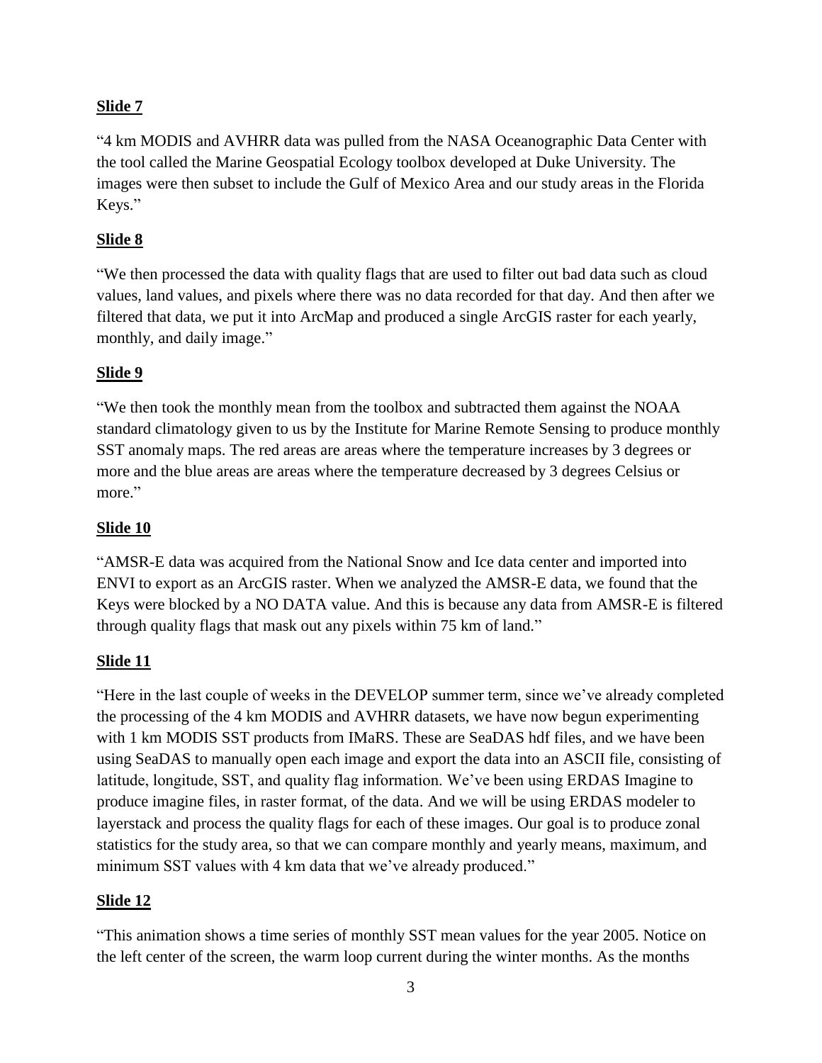**Slide 7**

"4 km MODIS and AVHRR data was pulled from the NASA Oceanographic Data Center with the tool called the Marine Geospatial Ecology toolbox developed at Duke University. The images were then subset to include the Gulf of Mexico Area and our study areas in the Florida Keys."

**Slide 8**

"We then processed the data with quality flags that are used to filter out bad data such as cloud values, land values, and pixels where there was no data recorded for that day. And then after we filtered that data, we put it into ArcMap and produced a single ArcGIS raster for each yearly, monthly, and daily image."

**Slide 9**

"We then took the monthly mean from the toolbox and subtracted them against the NOAA standard climatology given to us by the Institute for Marine Remote Sensing to produce monthly SST anomaly maps. The red areas are areas where the temperature increases by 3 degrees or more and the blue areas are areas where the temperature decreased by 3 degrees Celsius or more."

**Slide 10**

"AMSR-E data was acquired from the National Snow and Ice data center and imported into ENVI to export as an ArcGIS raster. When we analyzed the AMSR-E data, we found that the Keys were blocked by a NO DATA value. And this is because any data from AMSR-E is filtered through quality flags that mask out any pixels within 75 km of land."

**Slide 11**

"Here in the last couple of weeks in the DEVELOP summer term, since we've already completed the processing of the 4 km MODIS and AVHRR datasets, we have now begun experimenting with 1 km MODIS SST products from IMaRS. These are SeaDAS hdf files, and we have been using SeaDAS to manually open each image and export the data into an ASCII file, consisting of latitude, longitude, SST, and quality flag information. We've been using ERDAS Imagine to produce imagine files, in raster format, of the data. And we will be using ERDAS modeler to layerstack and process the quality flags for each of these images. Our goal is to produce zonal statistics for the study area, so that we can compare monthly and yearly means, maximum, and minimum SST values with 4 km data that we've already produced."

**Slide 12**

"This animation shows a time series of monthly SST mean values for the year 2005. Notice on the left center of the screen, the warm loop current during the winter months. As the months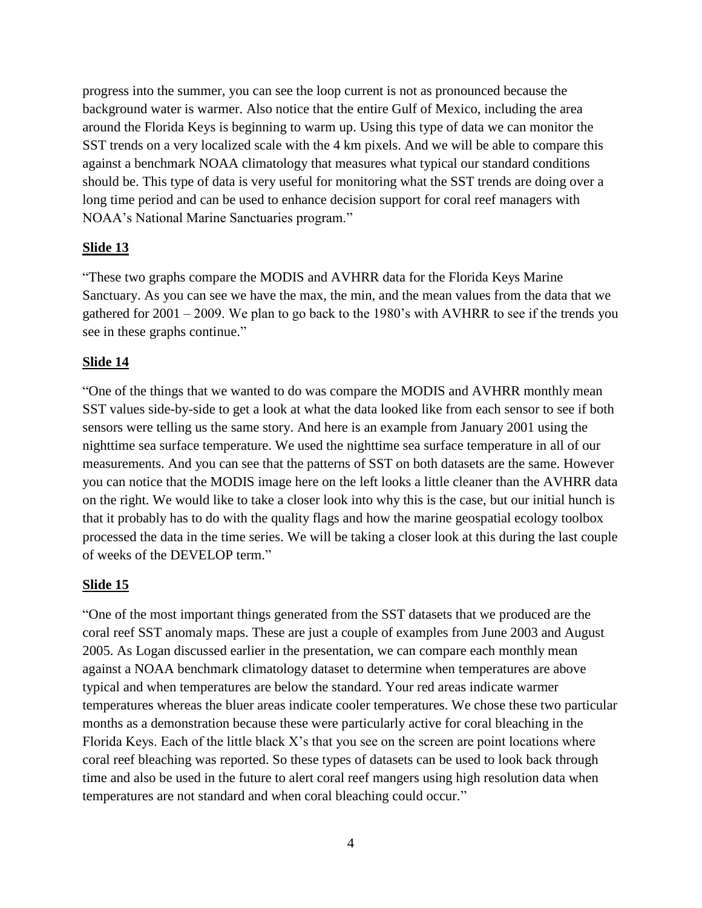progress into the summer, you can see the loop current is not as pronounced because the background water is warmer. Also notice that the entire Gulf of Mexico, including the area around the Florida Keys is beginning to warm up. Using this type of data we can monitor the SST trends on a very localized scale with the 4 km pixels. And we will be able to compare this against a benchmark NOAA climatology that measures what typical our standard conditions should be. This type of data is very useful for monitoring what the SST trends are doing over a long time period and can be used to enhance decision support for coral reef managers with NOAA's National Marine Sanctuaries program."

**Slide 13**

"These two graphs compare the MODIS and AVHRR data for the Florida Keys Marine Sanctuary. As you can see we have the max, the min, and the mean values from the data that we gathered for 2001 – 2009. We plan to go back to the 1980's with AVHRR to see if the trends you see in these graphs continue."

**Slide 14**

"One of the things that we wanted to do was compare the MODIS and AVHRR monthly mean SST values side-by-side to get a look at what the data looked like from each sensor to see if both sensors were telling us the same story. And here is an example from January 2001 using the nighttime sea surface temperature. We used the nighttime sea surface temperature in all of our measurements. And you can see that the patterns of SST on both datasets are the same. However you can notice that the MODIS image here on the left looks a little cleaner than the AVHRR data on the right. We would like to take a closer look into why this is the case, but our initial hunch is that it probably has to do with the quality flags and how the marine geospatial ecology toolbox processed the data in the time series. We will be taking a closer look at this during the last couple of weeks of the DEVELOP term."

**Slide 15**

"One of the most important things generated from the SST datasets that we produced are the coral reef SST anomaly maps. These are just a couple of examples from June 2003 and August 2005. As Logan discussed earlier in the presentation, we can compare each monthly mean against a NOAA benchmark climatology dataset to determine when temperatures are above typical and when temperatures are below the standard. Your red areas indicate warmer temperatures whereas the bluer areas indicate cooler temperatures. We chose these two particular months as a demonstration because these were particularly active for coral bleaching in the Florida Keys. Each of the little black X's that you see on the screen are point locations where coral reef bleaching was reported. So these types of datasets can be used to look back through time and also be used in the future to alert coral reef mangers using high resolution data when temperatures are not standard and when coral bleaching could occur."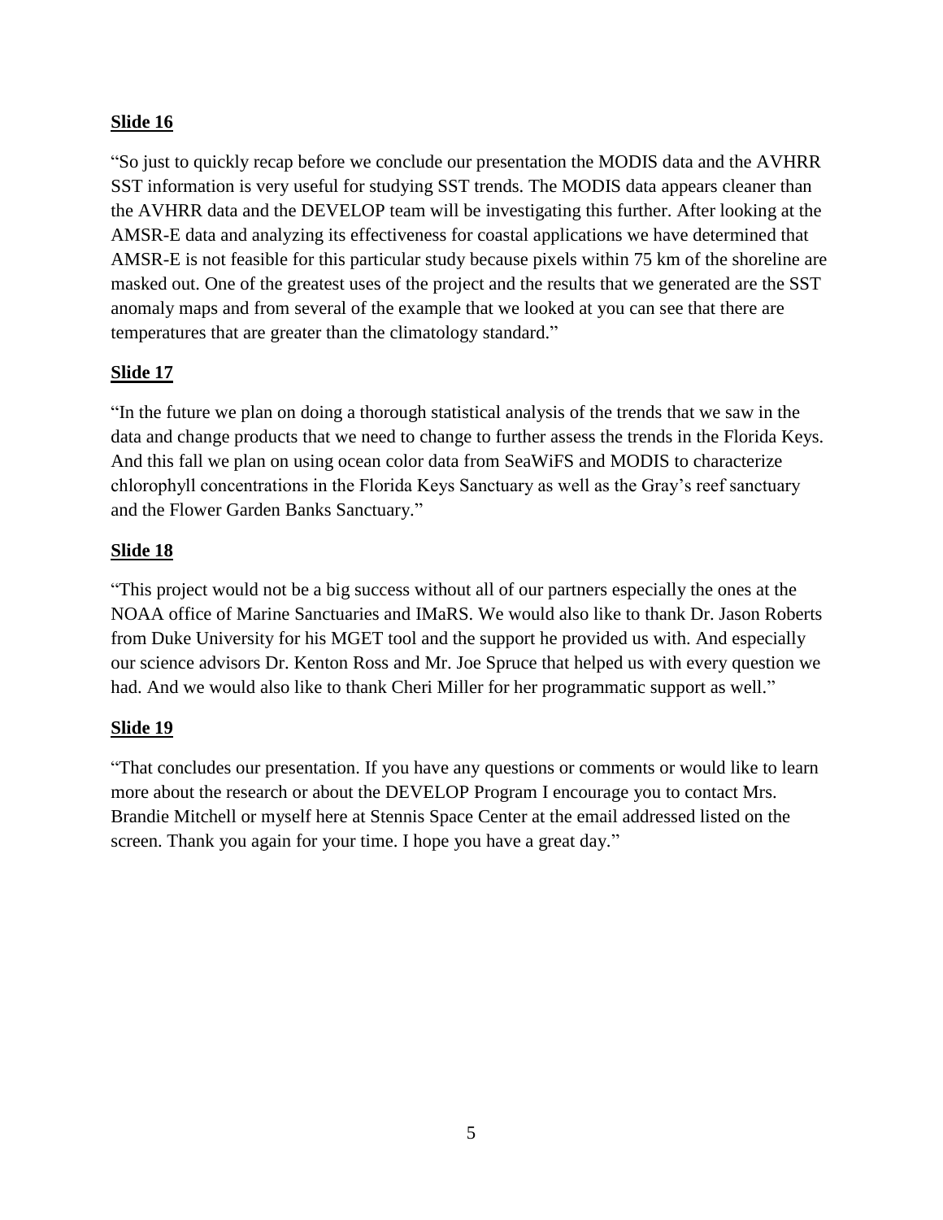**Slide 16**

"So just to quickly recap before we conclude our presentation the MODIS data and the AVHRR SST information is very useful for studying SST trends. The MODIS data appears cleaner than the AVHRR data and the DEVELOP team will be investigating this further. After looking at the AMSR-E data and analyzing its effectiveness for coastal applications we have determined that AMSR-E is not feasible for this particular study because pixels within 75 km of the shoreline are masked out. One of the greatest uses of the project and the results that we generated are the SST anomaly maps and from several of the example that we looked at you can see that there are temperatures that are greater than the climatology standard."

**Slide 17**

"In the future we plan on doing a thorough statistical analysis of the trends that we saw in the data and change products that we need to change to further assess the trends in the Florida Keys. And this fall we plan on using ocean color data from SeaWiFS and MODIS to characterize chlorophyll concentrations in the Florida Keys Sanctuary as well as the Gray's reef sanctuary and the Flower Garden Banks Sanctuary."

**Slide 18**

"This project would not be a big success without all of our partners especially the ones at the NOAA office of Marine Sanctuaries and IMaRS. We would also like to thank Dr. Jason Roberts from Duke University for his MGET tool and the support he provided us with. And especially our science advisors Dr. Kenton Ross and Mr. Joe Spruce that helped us with every question we had. And we would also like to thank Cheri Miller for her programmatic support as well."

**Slide 19**

"That concludes our presentation. If you have any questions or comments or would like to learn more about the research or about the DEVELOP Program I encourage you to contact Mrs. Brandie Mitchell or myself here at Stennis Space Center at the email addressed listed on the screen. Thank you again for your time. I hope you have a great day."